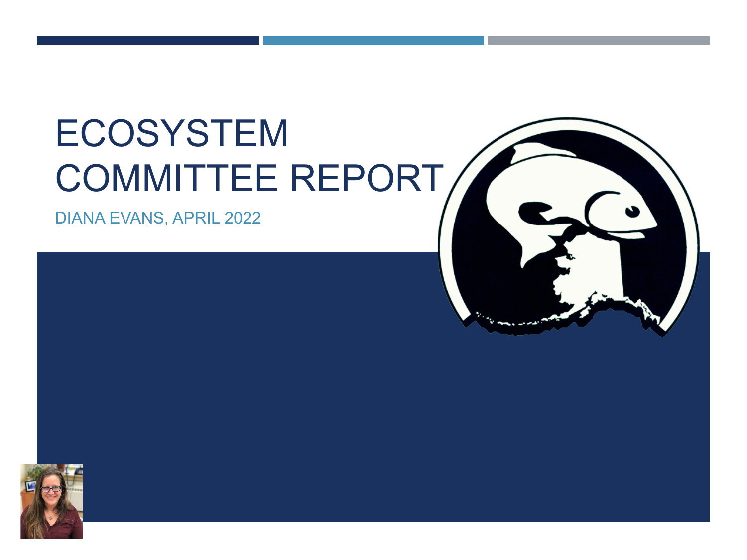# ECOSYSTEM COMMITTEE REPORT

DIANA EVANS, APRIL 2022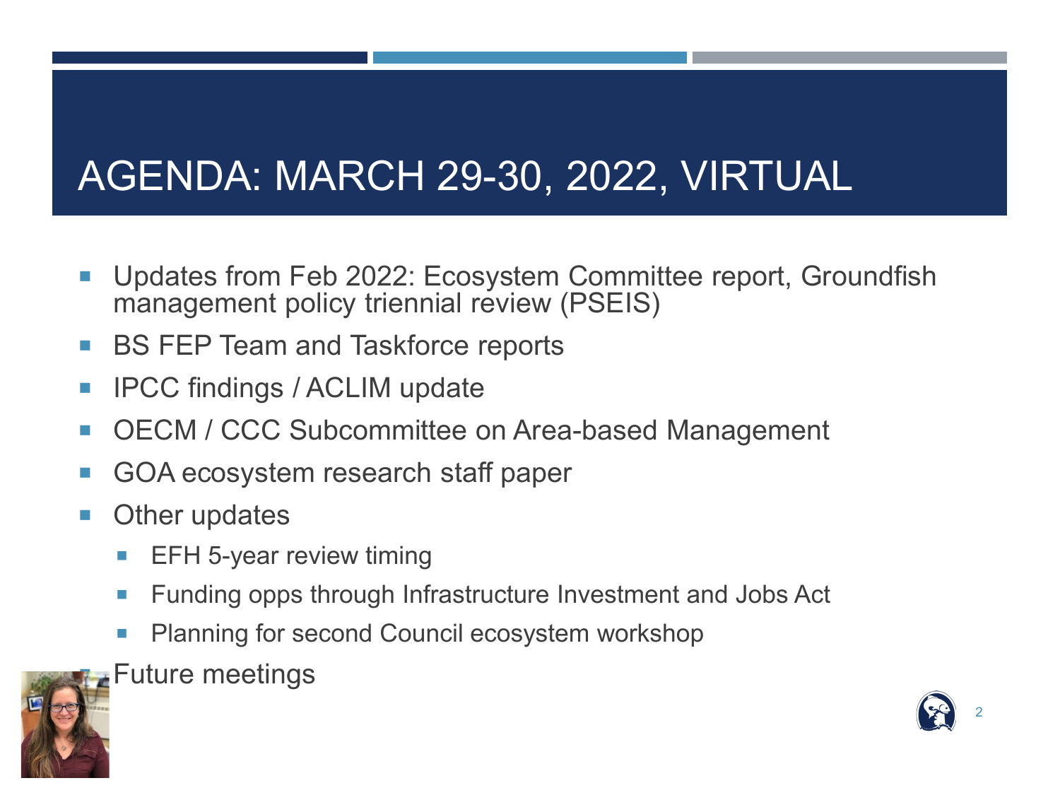# AGENDA: MARCH 29-30, 2022, VIRTUAL

- Updates from Feb 2022: Ecosystem Committee report, Groundfish management policy triennial review (PSEIS)
- BS FEP Team and Taskforce reports
- IPCC findings / ACLIM update
- OECM / CCC Subcommittee on Area-based Management
- GOA ecosystem research staff paper
- Other updates
  - EFH 5-year review timing
  - Funding opps through Infrastructure Investment and Jobs Act
  - Planning for second Council ecosystem workshop
- Future meetings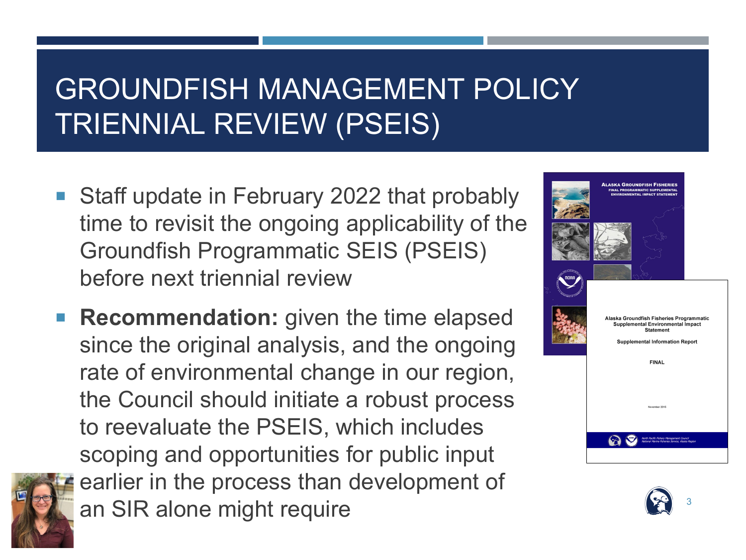# GROUNDFISH MANAGEMENT POLICY TRIENNIAL REVIEW (PSEIS)

- Staff update in February 2022 that probably time to revisit the ongoing applicability of the Groundfish Programmatic SEIS (PSEIS) before next triennial review
- **Recommendation:** given the time elapsed since the original analysis, and the ongoing rate of environmental change in our region, the Council should initiate a robust process to reevaluate the PSEIS, which includes scoping and opportunities for public input earlier in the process than development of an SIR alone might require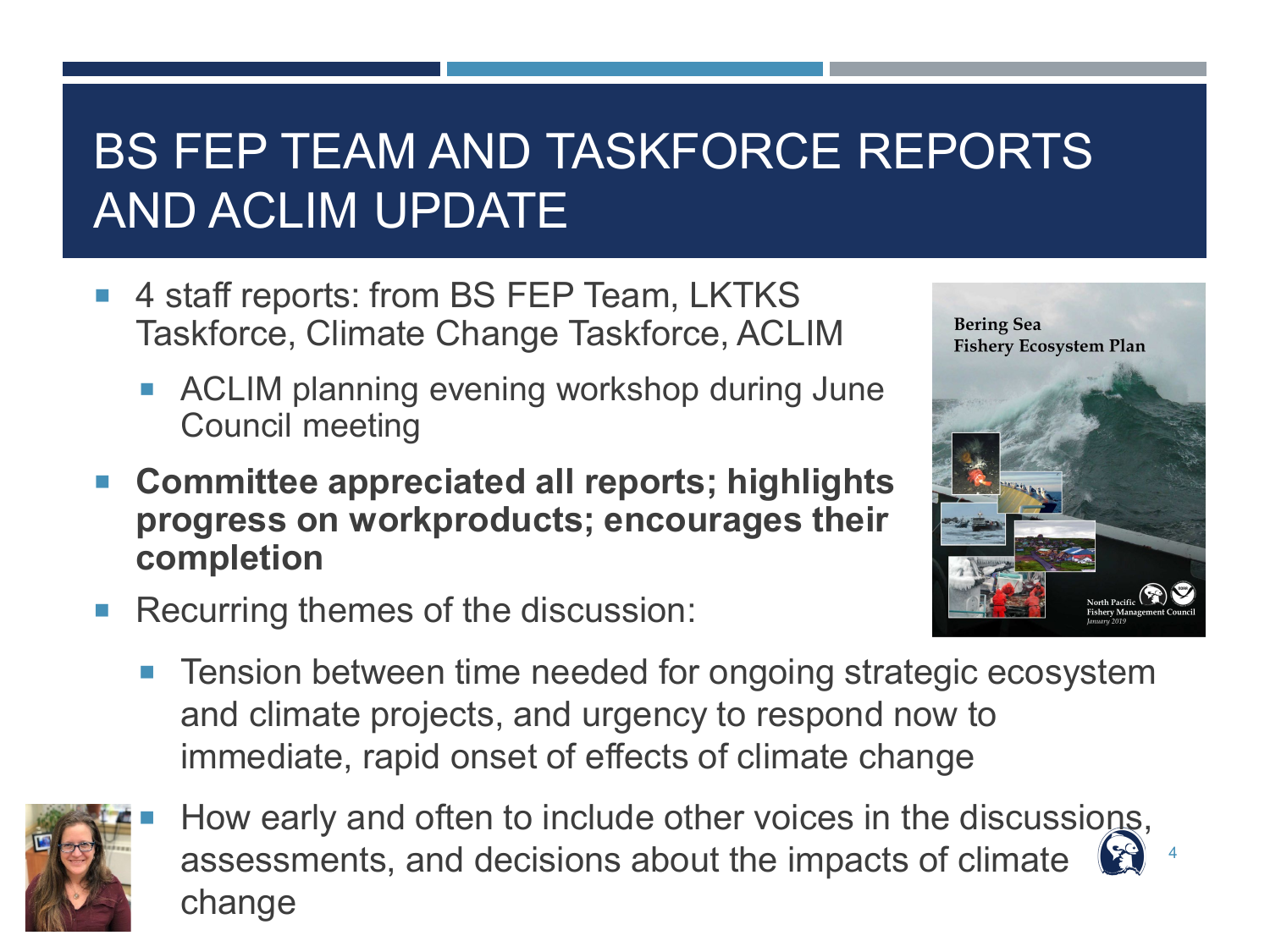# BS FEP TEAM AND TASKFORCE REPORTS AND ACLIM UPDATE

- 4 staff reports: from BS FEP Team, LKTKS Taskforce, Climate Change Taskforce, ACLIM
  - ACLIM planning evening workshop during June Council meeting
- **Committee appreciated all reports; highlights progress on workproducts; encourages their completion**
- Recurring themes of the discussion:
  - Tension between time needed for ongoing strategic ecosystem and climate projects, and urgency to respond now to immediate, rapid onset of effects of climate change
  - How early and often to include other voices in the discussions, assessments, and decisions about the impacts of climate change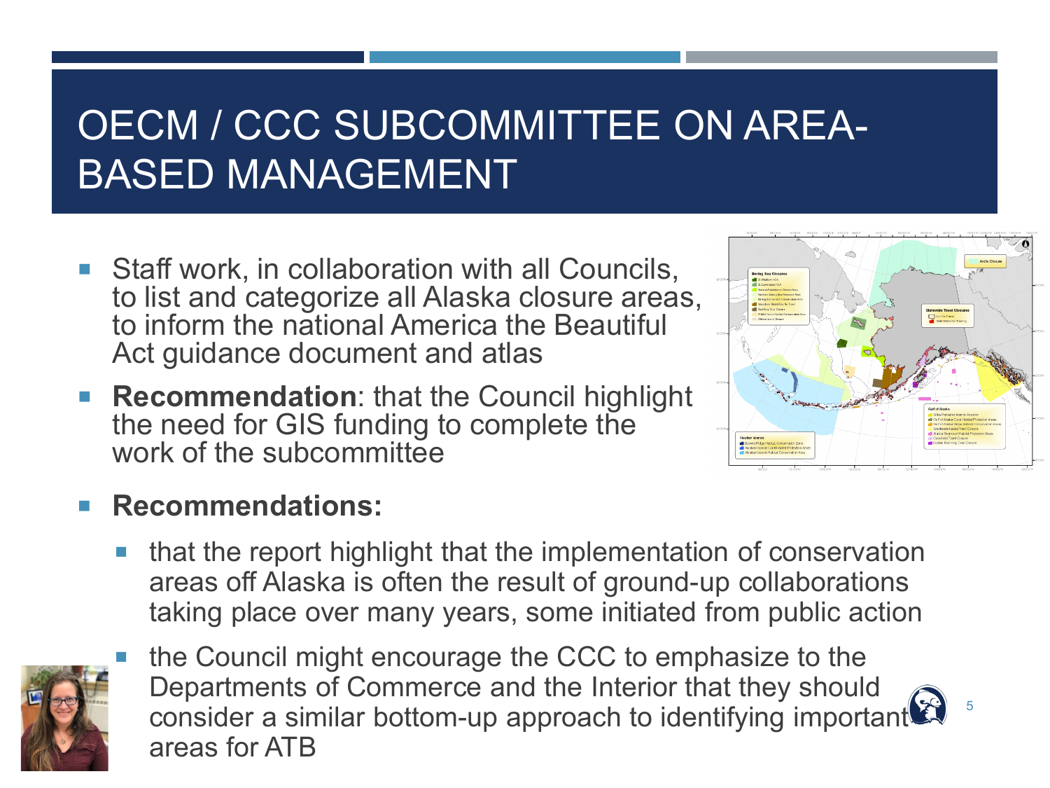# OECM / CCC SUBCOMMITTEE ON AREA-BASED MANAGEMENT

- Staff work, in collaboration with all Councils, to list and categorize all Alaska closure areas, to inform the national America the Beautiful Act guidance document and atlas
- **Recommendation**: that the Council highlight the need for GIS funding to complete the work of the subcommittee

- **Recommendations:**
  - that the report highlight that the implementation of conservation areas off Alaska is often the result of ground-up collaborations taking place over many years, some initiated from public action
  - the Council might encourage the CCC to emphasize to the Departments of Commerce and the Interior that they should consider a similar bottom-up approach to identifying important areas for ATB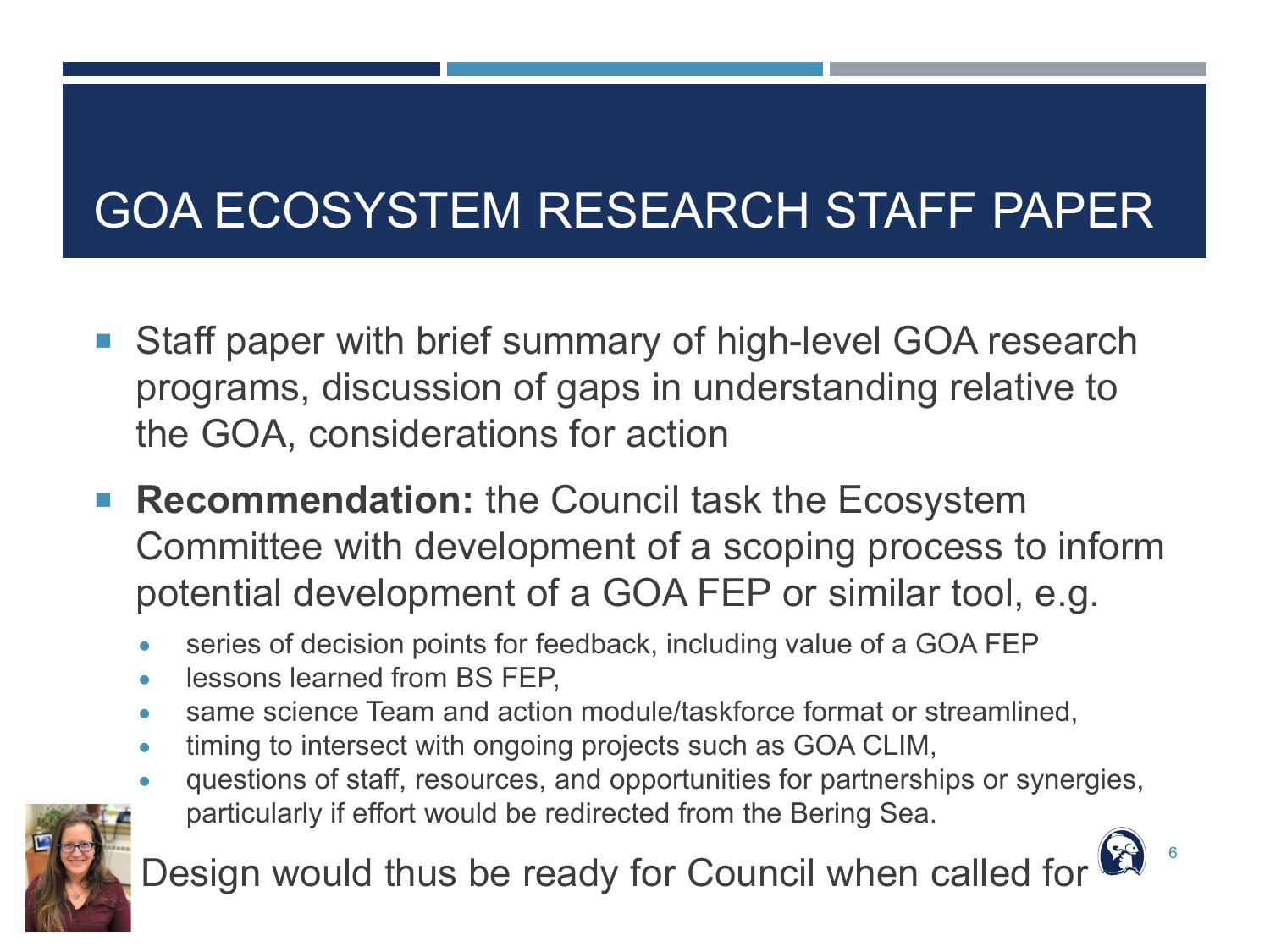# GOA ECOSYSTEM RESEARCH STAFF PAPER

- Staff paper with brief summary of high-level GOA research programs, discussion of gaps in understanding relative to the GOA, considerations for action
- **Recommendation:** the Council task the Ecosystem Committee with development of a scoping process to inform potential development of a GOA FEP or similar tool, e.g.
  - series of decision points for feedback, including value of a GOA FEP
  - lessons learned from BS FEP,
  - same science Team and action module/taskforce format or streamlined,
  - timing to intersect with ongoing projects such as GOA CLIM,
  - questions of staff, resources, and opportunities for partnerships or synergies, particularly if effort would be redirected from the Bering Sea.

Design would thus be ready for Council when called for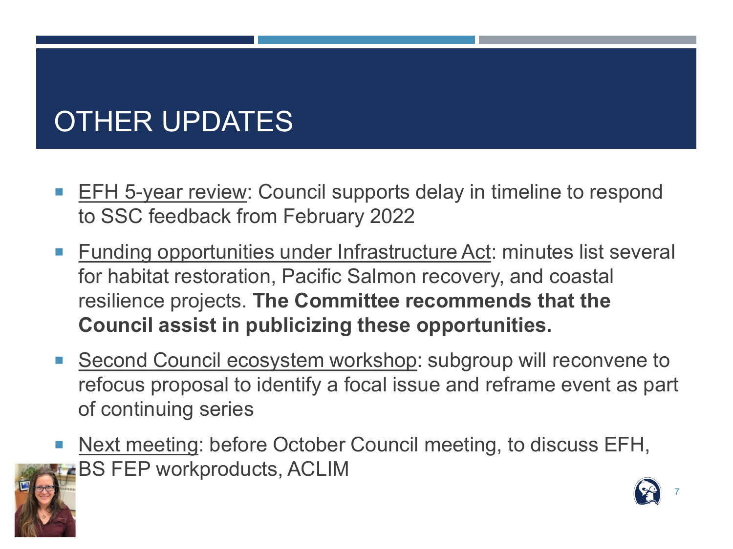# OTHER UPDATES

- EFH 5-year review: Council supports delay in timeline to respond to SSC feedback from February 2022
- Funding opportunities under Infrastructure Act: minutes list several for habitat restoration, Pacific Salmon recovery, and coastal resilience projects. **The Committee recommends that the Council assist in publicizing these opportunities.**
- Second Council ecosystem workshop: subgroup will reconvene to refocus proposal to identify a focal issue and reframe event as part of continuing series
- Next meeting: before October Council meeting, to discuss EFH, BS FEP workproducts, ACLIM